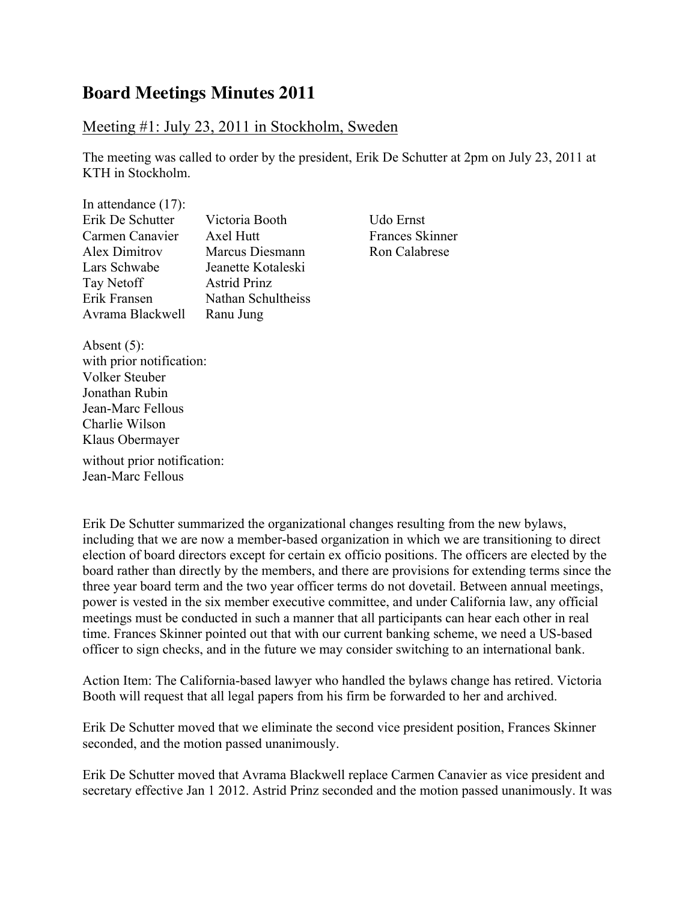# Board Meetings Minutes 2011

## Meeting #1: July 23, 2011 in Stockholm, Sweden

The meeting was called to order by the president, Erik De Schutter at 2pm on July 23, 2011 at KTH in Stockholm.

In attendance (17):

Erik De Schutter
Carmen Canavier
Alex Dimitrov
Lars Schwabe
Tay Netoff
Erik Fransen
Avrama Blackwell
Victoria Booth
Axel Hutt
Marcus Diesmann
Jeanette Kotaleski
Astrid Prinz
Nathan Schultheiss
Ranu Jung
Udo Ernst
Frances Skinner
Ron Calabrese

Absent (5):
with prior notification:
Volker Steuber
Jonathan Rubin
Jean-Marc Fellous
Charlie Wilson
Klaus Obermayer

without prior notification:
Jean-Marc Fellous

Erik De Schutter summarized the organizational changes resulting from the new bylaws, including that we are now a member-based organization in which we are transitioning to direct election of board directors except for certain ex officio positions. The officers are elected by the board rather than directly by the members, and there are provisions for extending terms since the three year board term and the two year officer terms do not dovetail. Between annual meetings, power is vested in the six member executive committee, and under California law, any official meetings must be conducted in such a manner that all participants can hear each other in real time. Frances Skinner pointed out that with our current banking scheme, we need a US-based officer to sign checks, and in the future we may consider switching to an international bank.

Action Item: The California-based lawyer who handled the bylaws change has retired. Victoria Booth will request that all legal papers from his firm be forwarded to her and archived.

Erik De Schutter moved that we eliminate the second vice president position, Frances Skinner seconded, and the motion passed unanimously.

Erik De Schutter moved that Avrama Blackwell replace Carmen Canavier as vice president and secretary effective Jan 1 2012. Astrid Prinz seconded and the motion passed unanimously. It was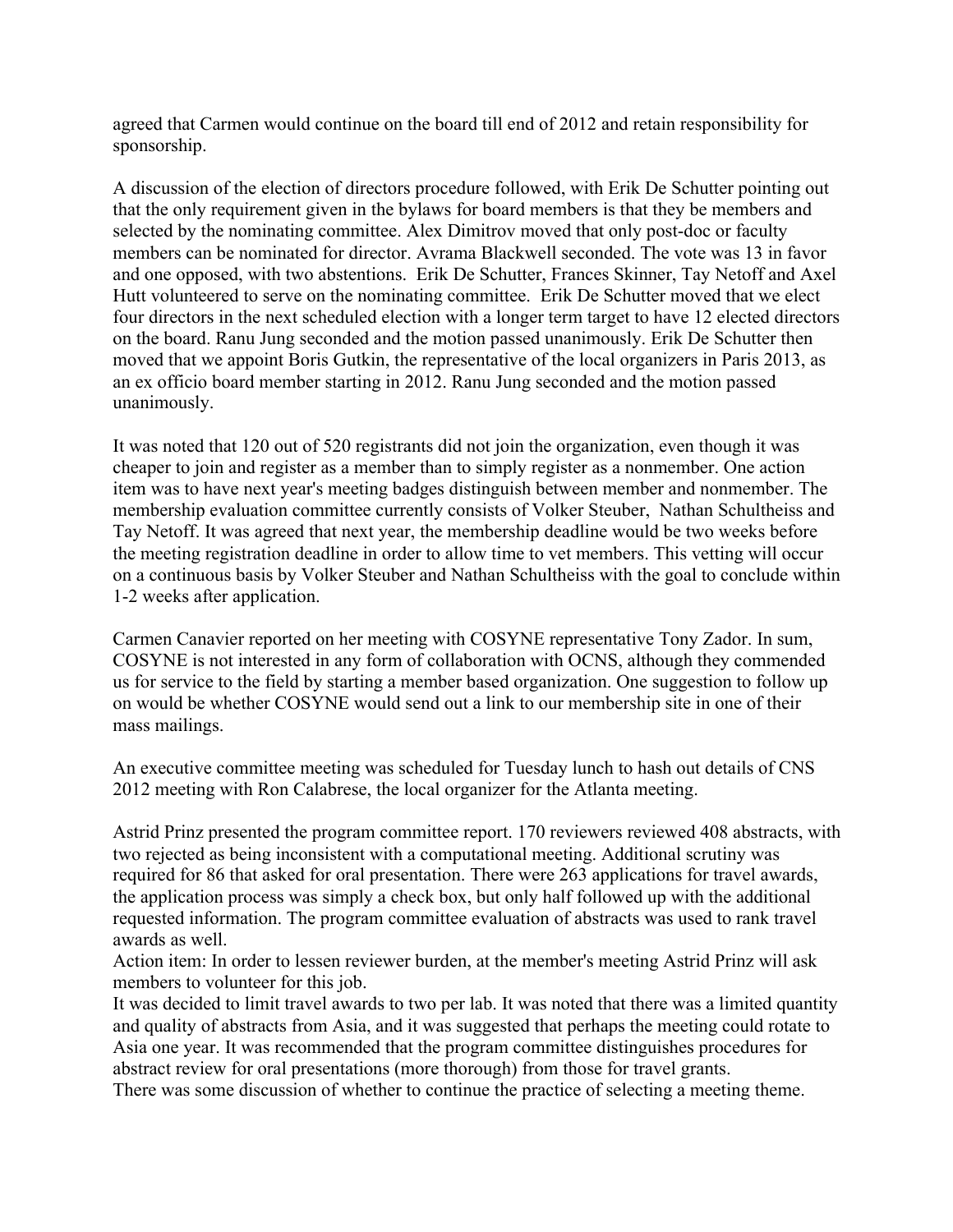agreed that Carmen would continue on the board till end of 2012 and retain responsibility for sponsorship.

A discussion of the election of directors procedure followed, with Erik De Schutter pointing out that the only requirement given in the bylaws for board members is that they be members and selected by the nominating committee. Alex Dimitrov moved that only post-doc or faculty members can be nominated for director. Avrama Blackwell seconded. The vote was 13 in favor and one opposed, with two abstentions. Erik De Schutter, Frances Skinner, Tay Netoff and Axel Hutt volunteered to serve on the nominating committee. Erik De Schutter moved that we elect four directors in the next scheduled election with a longer term target to have 12 elected directors on the board. Ranu Jung seconded and the motion passed unanimously. Erik De Schutter then moved that we appoint Boris Gutkin, the representative of the local organizers in Paris 2013, as an ex officio board member starting in 2012. Ranu Jung seconded and the motion passed unanimously.

It was noted that 120 out of 520 registrants did not join the organization, even though it was cheaper to join and register as a member than to simply register as a nonmember. One action item was to have next year's meeting badges distinguish between member and nonmember. The membership evaluation committee currently consists of Volker Steuber, Nathan Schultheiss and Tay Netoff. It was agreed that next year, the membership deadline would be two weeks before the meeting registration deadline in order to allow time to vet members. This vetting will occur on a continuous basis by Volker Steuber and Nathan Schultheiss with the goal to conclude within 1-2 weeks after application.

Carmen Canavier reported on her meeting with COSYNE representative Tony Zador. In sum, COSYNE is not interested in any form of collaboration with OCNS, although they commended us for service to the field by starting a member based organization. One suggestion to follow up on would be whether COSYNE would send out a link to our membership site in one of their mass mailings.

An executive committee meeting was scheduled for Tuesday lunch to hash out details of CNS 2012 meeting with Ron Calabrese, the local organizer for the Atlanta meeting.

Astrid Prinz presented the program committee report. 170 reviewers reviewed 408 abstracts, with two rejected as being inconsistent with a computational meeting. Additional scrutiny was required for 86 that asked for oral presentation. There were 263 applications for travel awards, the application process was simply a check box, but only half followed up with the additional requested information. The program committee evaluation of abstracts was used to rank travel awards as well.

Action item: In order to lessen reviewer burden, at the member's meeting Astrid Prinz will ask members to volunteer for this job.

It was decided to limit travel awards to two per lab. It was noted that there was a limited quantity and quality of abstracts from Asia, and it was suggested that perhaps the meeting could rotate to Asia one year. It was recommended that the program committee distinguishes procedures for abstract review for oral presentations (more thorough) from those for travel grants.

There was some discussion of whether to continue the practice of selecting a meeting theme.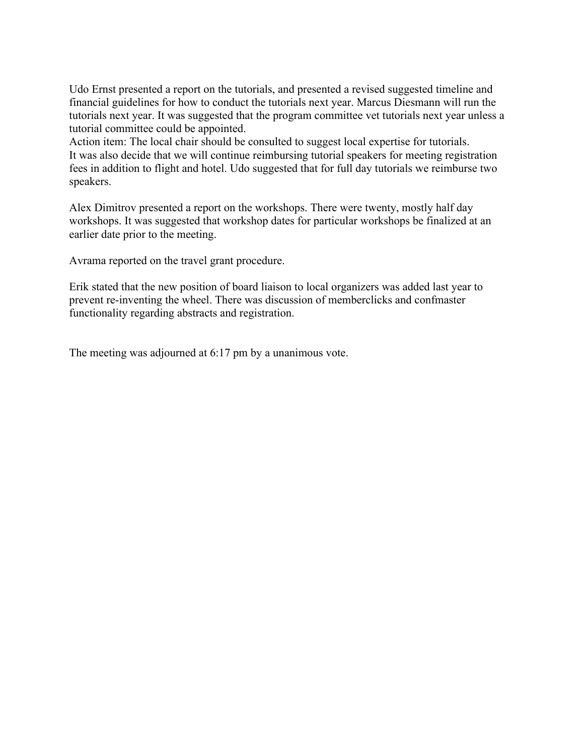Udo Ernst presented a report on the tutorials, and presented a revised suggested timeline and financial guidelines for how to conduct the tutorials next year. Marcus Diesmann will run the tutorials next year. It was suggested that the program committee vet tutorials next year unless a tutorial committee could be appointed.
Action item: The local chair should be consulted to suggest local expertise for tutorials.
It was also decide that we will continue reimbursing tutorial speakers for meeting registration fees in addition to flight and hotel. Udo suggested that for full day tutorials we reimburse two speakers.

Alex Dimitrov presented a report on the workshops. There were twenty, mostly half day workshops. It was suggested that workshop dates for particular workshops be finalized at an earlier date prior to the meeting.

Avrama reported on the travel grant procedure.

Erik stated that the new position of board liaison to local organizers was added last year to prevent re-inventing the wheel. There was discussion of memberclicks and confmaster functionality regarding abstracts and registration.

The meeting was adjourned at 6:17 pm by a unanimous vote.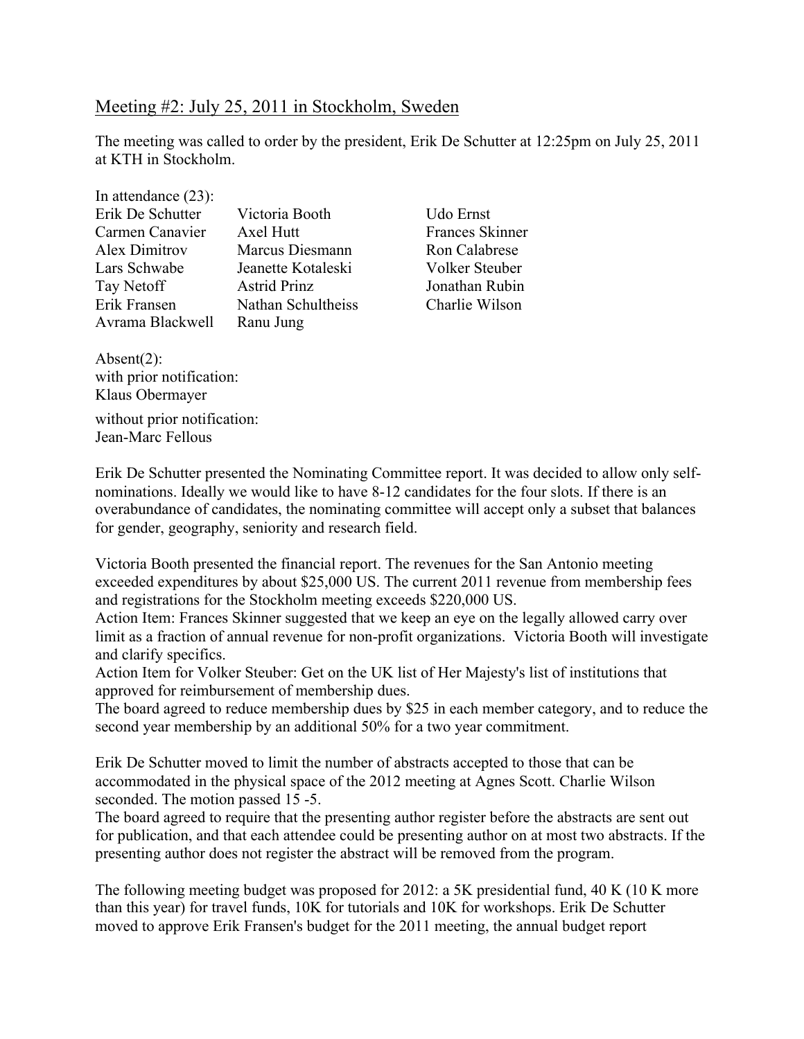## Meeting #2: July 25, 2011 in Stockholm, Sweden

The meeting was called to order by the president, Erik De Schutter at 12:25pm on July 25, 2011 at KTH in Stockholm.

In attendance (23):

| | | |
|---|---|---|
| Erik De Schutter | Victoria Booth | Udo Ernst |
| Carmen Canavier | Axel Hutt | Frances Skinner |
| Alex Dimitrov | Marcus Diesmann | Ron Calabrese |
| Lars Schwabe | Jeanette Kotaleski | Volker Steuber |
| Tay Netoff | Astrid Prinz | Jonathan Rubin |
| Erik Fransen | Nathan Schultheiss | Charlie Wilson |
| Avrama Blackwell | Ranu Jung | |

Absent(2):
with prior notification:
Klaus Obermayer

without prior notification:
Jean-Marc Fellous

Erik De Schutter presented the Nominating Committee report. It was decided to allow only self-nominations. Ideally we would like to have 8-12 candidates for the four slots. If there is an overabundance of candidates, the nominating committee will accept only a subset that balances for gender, geography, seniority and research field.

Victoria Booth presented the financial report. The revenues for the San Antonio meeting exceeded expenditures by about $25,000 US. The current 2011 revenue from membership fees and registrations for the Stockholm meeting exceeds $220,000 US.
Action Item: Frances Skinner suggested that we keep an eye on the legally allowed carry over limit as a fraction of annual revenue for non-profit organizations. Victoria Booth will investigate and clarify specifics.
Action Item for Volker Steuber: Get on the UK list of Her Majesty's list of institutions that approved for reimbursement of membership dues.
The board agreed to reduce membership dues by $25 in each member category, and to reduce the second year membership by an additional 50% for a two year commitment.

Erik De Schutter moved to limit the number of abstracts accepted to those that can be accommodated in the physical space of the 2012 meeting at Agnes Scott. Charlie Wilson seconded. The motion passed 15 -5.
The board agreed to require that the presenting author register before the abstracts are sent out for publication, and that each attendee could be presenting author on at most two abstracts. If the presenting author does not register the abstract will be removed from the program.

The following meeting budget was proposed for 2012: a 5K presidential fund, 40 K (10 K more than this year) for travel funds, 10K for tutorials and 10K for workshops. Erik De Schutter moved to approve Erik Fransen's budget for the 2011 meeting, the annual budget report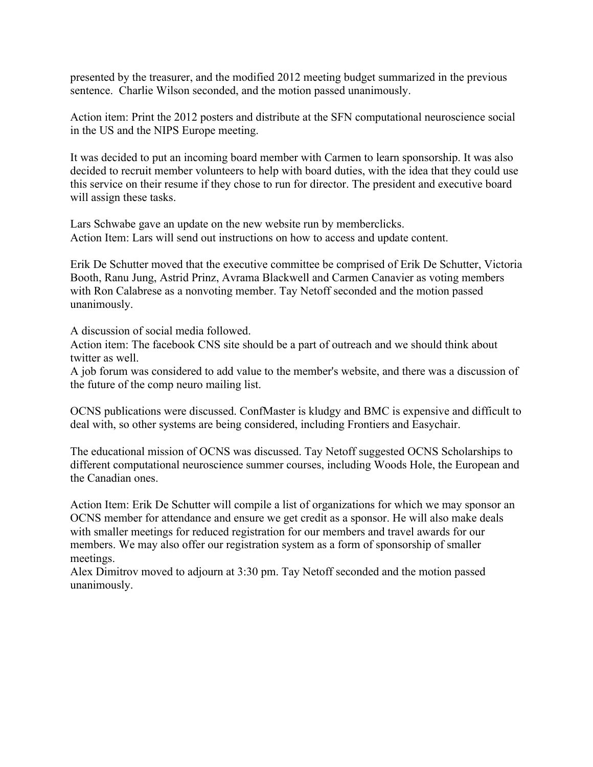presented by the treasurer, and the modified 2012 meeting budget summarized in the previous sentence. Charlie Wilson seconded, and the motion passed unanimously.

Action item: Print the 2012 posters and distribute at the SFN computational neuroscience social in the US and the NIPS Europe meeting.

It was decided to put an incoming board member with Carmen to learn sponsorship. It was also decided to recruit member volunteers to help with board duties, with the idea that they could use this service on their resume if they chose to run for director. The president and executive board will assign these tasks.

Lars Schwabe gave an update on the new website run by memberclicks.
Action Item: Lars will send out instructions on how to access and update content.

Erik De Schutter moved that the executive committee be comprised of Erik De Schutter, Victoria Booth, Ranu Jung, Astrid Prinz, Avrama Blackwell and Carmen Canavier as voting members with Ron Calabrese as a nonvoting member. Tay Netoff seconded and the motion passed unanimously.

A discussion of social media followed.
Action item: The facebook CNS site should be a part of outreach and we should think about twitter as well.
A job forum was considered to add value to the member's website, and there was a discussion of the future of the comp neuro mailing list.

OCNS publications were discussed. ConfMaster is kludgy and BMC is expensive and difficult to deal with, so other systems are being considered, including Frontiers and Easychair.

The educational mission of OCNS was discussed. Tay Netoff suggested OCNS Scholarships to different computational neuroscience summer courses, including Woods Hole, the European and the Canadian ones.

Action Item: Erik De Schutter will compile a list of organizations for which we may sponsor an OCNS member for attendance and ensure we get credit as a sponsor. He will also make deals with smaller meetings for reduced registration for our members and travel awards for our members. We may also offer our registration system as a form of sponsorship of smaller meetings.
Alex Dimitrov moved to adjourn at 3:30 pm. Tay Netoff seconded and the motion passed unanimously.